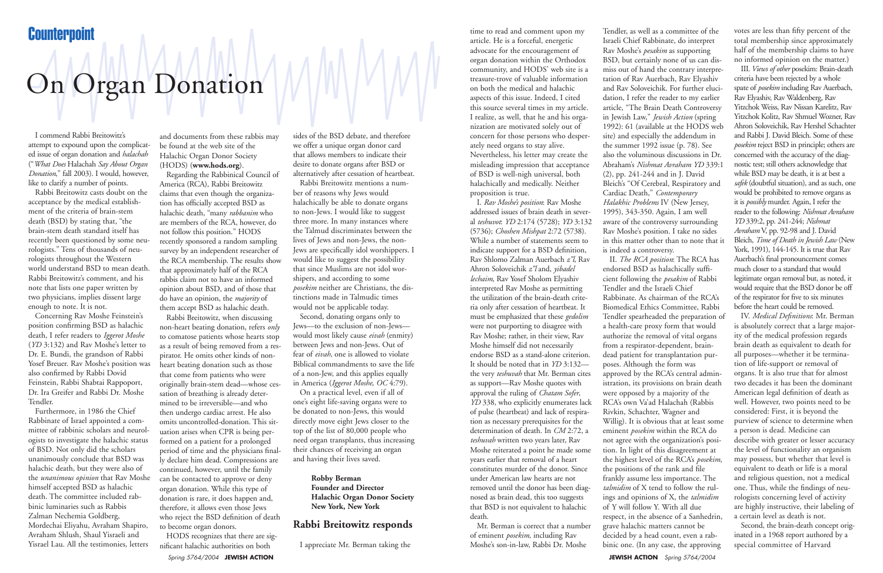# Counterpoint

# On Organ Donation

I commend Rabbi Breitowitz's attempt to expound upon the complicated issue of organ donation and *halachah* ("*What Does* Halachah *Say About Organ Donation*," fall 2003). I would, however, like to clarify a number of points.

Rabbi Breitowitz casts doubt on the acceptance by the medical establishment of the criteria of brain-stem death (BSD) by stating that, "the brain-stem death standard itself has recently been questioned by some neurologists." Tens of thousands of neurologists throughout the Western world understand BSD to mean death. Rabbi Breitowitz's comment, and his note that lists one paper written by two physicians, implies dissent large enough to note. It is not.

Concerning Rav Moshe Feinstein's position confirming BSD as halachic death, I refer readers to *Iggerot Moshe* (*YD* 3:132) and Rav Moshe's letter to Dr. E. Bundi, the grandson of Rabbi Yosef Breuer. Rav Moshe's position was also confirmed by Rabbi Dovid Feinstein, Rabbi Shabtai Rappoport, Dr. Ira Greifer and Rabbi Dr. Moshe Tendler.

Furthermore, in 1986 the Chief Rabbinate of Israel appointed a committee of rabbinic scholars and neurologists to investigate the halachic status of BSD. Not only did the scholars unanimously conclude that BSD was halachic death, but they were also of the *unanimous opinion* that Rav Moshe himself accepted BSD as halachic death. The committee included rabbinic luminaries such as Rabbis Zalman Nechemia Goldberg, Mordechai Eliyahu, Avraham Shapiro, Avraham Shlush, Shaul Yisraeli and Yisrael Lau. All the testimonies, letters and documents from these rabbis may be found at the web site of the Halachic Organ Donor Society (HODS) (**www.hods.org**).

Regarding the Rabbinical Council of America (RCA), Rabbi Breitowitz claims that even though the organization has officially accepted BSD as halachic death, "many *rabbanim* who are members of the RCA, however, do not follow this position." HODS recently sponsored a random sampling survey by an independent researcher of the RCA membership. The results show that approximately half of the RCA rabbis claim not to have an informed opinion about BSD, and of those that do have an opinion, the *majority* of them accept BSD as halachic death.

Rabbi Breitowitz, when discussing non-heart beating donation, refers *only* to comatose patients whose hearts stop as a result of being removed from a respirator. He omits other kinds of non-heart beating donation such as those that come from patients who were originally brain-stem dead—whose cessation of breathing is already determined to be irreversible—and who then undergo cardiac arrest. He also omits uncontrolled-donation. This situation arises when CPR is being performed on a patient for a prolonged period of time and the physicians finally declare him dead. Compressions are continued, however, until the family can be contacted to approve or deny organ donation. While this type of donation is rare, it does happen and, therefore, it allows even those Jews who reject the BSD definition of death to become organ donors.

HODS recognizes that there are significant halachic authorities on both sides of the BSD debate, and therefore we offer a unique organ donor card that allows members to indicate their desire to donate organs after BSD or alternatively after cessation of heartbeat.

Rabbi Breitowitz mentions a number of reasons why Jews would halachically be able to donate organs to non-Jews. I would like to suggest three more. In many instances where the Talmud discriminates between the lives of Jews and non-Jews, the non-Jews are specifically idol worshippers. I would like to suggest the possibility that since Muslims are not idol worshipers, and according to some *posekim* neither are Christians, the distinctions made in Talmudic times would not be applicable today.

Second, donating organs only to Jews—to the exclusion of non-Jews—would most likely cause *eivah* (enmity) between Jews and non-Jews. Out of fear of *eivah*, one is allowed to violate Biblical commandments to save the life of a non-Jew, and this applies equally in America (*Iggerot Moshe*, *OC* 4:79).

On a practical level, even if all of one's eight life-saving organs were to be donated to non-Jews, this would directly move eight Jews closer to the top of the list of 80,000 people who need organ transplants, thus increasing their chances of receiving an organ and having their lives saved.

**Robby Berman**
**Founder and Director**
**Halachic Organ Donor Society**
**New York, New York**

## Rabbi Breitowitz responds

I appreciate Mr. Berman taking the time to read and comment upon my article. He is a forceful, energetic advocate for the encouragement of organ donation within the Orthodox community, and HODS' web site is a treasure-trove of valuable information on both the medical and halachic aspects of this issue. Indeed, I cited this source several times in my article. I realize, as well, that he and his organization are motivated solely out of concern for those persons who desperately need organs to stay alive. Nevertheless, his letter may create the misleading impression that acceptance of BSD is well-nigh universal, both halachically and medically. Neither proposition is true.

I. *Rav Moshe's position*: Rav Moshe addressed issues of brain death in several *teshuvot*: *YD* 2:174 (5728); *YD* 3:132 (5736); *Choshen Mishpat* 2:72 (5738). While a number of statements seem to indicate support for a BSD definition, Rav Shlomo Zalman Auerbach *z"l*, Rav Ahron Soloveichik *z"l* and, *yibadel lechaim*, Rav Yosef Sholom Elyashiv interpreted Rav Moshe as permitting the utilization of the brain-death criteria only after cessation of heartbeat. It must be emphasized that these *gedolim* were not purporting to disagree with Rav Moshe; rather, in their view, Rav Moshe himself did not necessarily endorse BSD as a stand-alone criterion. It should be noted that in *YD* 3:132—the very *teshuvah* that Mr. Berman cites as support—Rav Moshe quotes with approval the ruling of *Chatam Sofer*, *YD* 338, who explicitly enumerates lack of pulse (heartbeat) and lack of respiration as necessary prerequisites for the determination of death. In *CM* 2:72, a *teshuvah* written two years later, Rav Moshe reiterated a point he made some years earlier that removal of a heart constitutes murder of the donor. Since under American law hearts are not removed until the donor has been diagnosed as brain dead, this too suggests that BSD is not equivalent to halachic death.

Mr. Berman is correct that a number of eminent *posekim*, including Rav Moshe's son-in-law, Rabbi Dr. Moshe Tendler, as well as a committee of the Israeli Chief Rabbinate, do interpret Rav Moshe's *pesakim* as supporting BSD, but certainly none of us can dismiss out of hand the contrary interpretation of Rav Auerbach, Rav Elyashiv and Rav Soloveichik. For further elucidation, I refer the reader to my earlier article, "The Brain Death Controversy in Jewish Law," *Jewish Action* (spring 1992): 61 (available at the HODS web site) and especially the addendum in the summer 1992 issue (p. 78). See also the voluminous discussions in Dr. Abraham's *Nishmat Avraham YD* 339:1 (2), pp. 241-244 and in J. David Bleich's "Of Cerebral, Respiratory and Cardiac Death," *Contemporary Halakhic Problems* IV (New Jersey, 1995), 343-350. Again, I am well aware of the controversy surrounding Rav Moshe's position. I take no sides in this matter other than to note that it is indeed a controversy.

II. *The RCA position*: The RCA has endorsed BSD as halachically sufficient following the *pesakim* of Rabbi Tendler and the Israeli Chief Rabbinate. As chairman of the RCA's Biomedical Ethics Committee, Rabbi Tendler spearheaded the preparation of a health-care proxy form that would authorize the removal of vital organs from a respirator-dependent, brain-dead patient for transplantation purposes. Although the form was approved by the RCA's central administration, its provisions on brain death were opposed by a majority of the RCA's own Va'ad Halachah (Rabbis Rivkin, Schachter, Wagner and Willig). It is obvious that at least some eminent *posekim* within the RCA do not agree with the organization's position. In light of this disagreement at the highest level of the RCA's *posekim*, the positions of the rank and file frankly assume less importance. The *talmidim* of X tend to follow the rulings and opinions of X, the *talmidim* of Y will follow Y. With all due respect, in the absence of a Sanhedrin, grave halachic matters cannot be decided by a head count, even a rabbinic one. (In any case, the approving votes are less than fifty percent of the total membership since approximately half of the membership claims to have no informed opinion on the matter.)

III. *Views of other* posekim: Brain-death criteria have been rejected by a whole spate of *posekim* including Rav Auerbach, Rav Elyashiv, Rav Waldenberg, Rav Yitzchok Weiss, Rav Nissan Karelitz, Rav Yitzchok Kolitz, Rav Shmuel Wozner, Rav Ahron Soloveichik, Rav Hershel Schachter and Rabbi J. David Bleich. Some of these *posekim* reject BSD in principle; others are concerned with the accuracy of the diagnostic test; still others acknowledge that while BSD may be death, it is at best a *safek* (doubtful situation), and as such, one would be prohibited to remove organs as it is *possibly* murder. Again, I refer the reader to the following: *Nishmat Avraham YD* 339:2, pp. 241-244; *Nishmat Avraham* V, pp. 92-98 and J. David Bleich, *Time of Death in Jewish Law* (New York, 1991), 144-145. It is true that Rav Auerbach's final pronouncement comes much closer to a standard that would legitimate organ removal but, as noted, it would require that the BSD donor be off of the respirator for five to six minutes before the heart could be removed.

IV. *Medical Definitions*: Mr. Berman is absolutely correct that a large majority of the medical profession regards brain death as equivalent to death for all purposes—whether it be termination of life-support or removal of organs. It is also true that for almost two decades it has been the dominant American legal definition of death as well. However, two points need to be considered: First, it is beyond the purview of science to determine when a person is dead. Medicine can describe with greater or lesser accuracy the level of functionality an organism may possess, but whether that level is equivalent to death or life is a moral and religious question, not a medical one. Thus, while the findings of neurologists concerning level of activity are highly instructive, their labeling of a certain level as death is not.

Second, the brain-death concept originated in a 1968 report authored by a special committee of Harvard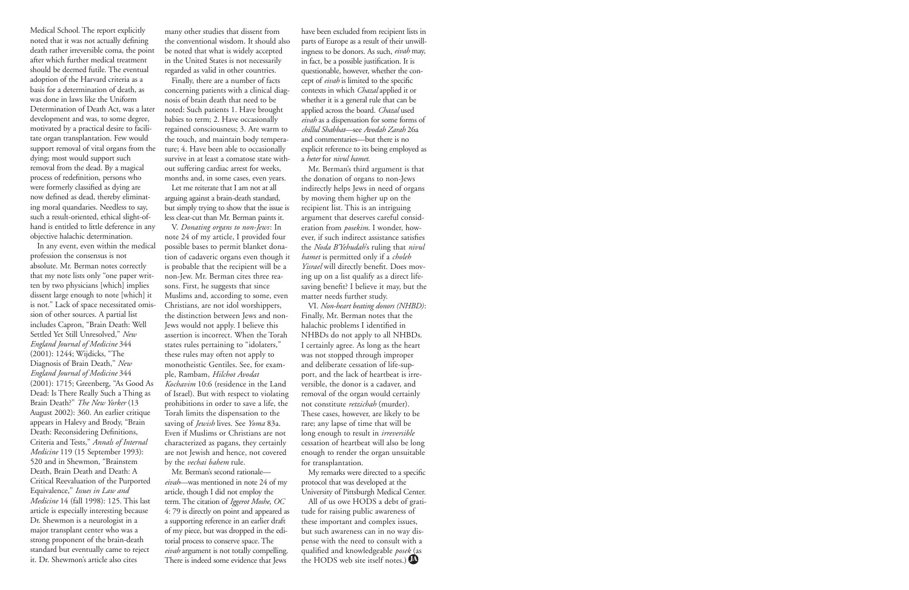Medical School. The report explicitly noted that it was not actually defining death rather irreversible coma, the point after which further medical treatment should be deemed futile. The eventual adoption of the Harvard criteria as a basis for a determination of death, as was done in laws like the Uniform Determination of Death Act, was a later development and was, to some degree, motivated by a practical desire to facilitate organ transplantation. Few would support removal of vital organs from the dying; most would support such removal from the dead. By a magical process of redefinition, persons who were formerly classified as dying are now defined as dead, thereby eliminating moral quandaries. Needless to say, such a result-oriented, ethical slight-of-hand is entitled to little deference in any objective halachic determination.

In any event, even within the medical profession the consensus is not absolute. Mr. Berman notes correctly that my note lists only "one paper written by two physicians [which] implies dissent large enough to note [which] it is not." Lack of space necessitated omission of other sources. A partial list includes Capron, "Brain Death: Well Settled Yet Still Unresolved," *New England Journal of Medicine* 344 (2001): 1244; Wijdicks, "The Diagnosis of Brain Death," *New England Journal of Medicine* 344 (2001): 1715; Greenberg, "As Good As Dead: Is There Really Such a Thing as Brain Death?" *The New Yorker* (13 August 2002): 360. An earlier critique appears in Halevy and Brody, "Brain Death: Reconsidering Definitions, Criteria and Tests," *Annals of Internal Medicine* 119 (15 September 1993): 520 and in Shewmon, "Brainstem Death, Brain Death and Death: A Critical Reevaluation of the Purported Equivalence," *Issues in Law and Medicine* 14 (fall 1998): 125. This last article is especially interesting because Dr. Shewmon is a neurologist in a major transplant center who was a strong proponent of the brain-death standard but eventually came to reject it. Dr. Shewmon's article also cites many other studies that dissent from the conventional wisdom. It should also be noted that what is widely accepted in the United States is not necessarily regarded as valid in other countries.

Finally, there are a number of facts concerning patients with a clinical diagnosis of brain death that need to be noted: Such patients 1. Have brought babies to term; 2. Have occasionally regained consciousness; 3. Are warm to the touch, and maintain body temperature; 4. Have been able to occasionally survive in at least a comatose state without suffering cardiac arrest for weeks, months and, in some cases, even years.

Let me reiterate that I am not at all arguing against a brain-death standard, but simply trying to show that the issue is less clear-cut than Mr. Berman paints it.

V. *Donating organs to non-Jews*: In note 24 of my article, I provided four possible bases to permit blanket donation of cadaveric organs even though it is probable that the recipient will be a non-Jew. Mr. Berman cites three reasons. First, he suggests that since Muslims and, according to some, even Christians, are not idol worshippers, the distinction between Jews and non-Jews would not apply. I believe this assertion is incorrect. When the Torah states rules pertaining to "idolaters," these rules may often not apply to monotheistic Gentiles. See, for example, Rambam, *Hilchot Avodat Kochavim* 10:6 (residence in the Land of Israel). But with respect to violating prohibitions in order to save a life, the Torah limits the dispensation to the saving of *Jewish* lives. See *Yoma* 83a. Even if Muslims or Christians are not characterized as pagans, they certainly are not Jewish and hence, not covered by the *vechai bahem* rule.

Mr. Berman's second rationale—*eivah*—was mentioned in note 24 of my article, though I did not employ the term. The citation of *Iggerot Moshe, OC* 4: 79 is directly on point and appeared as a supporting reference in an earlier draft of my piece, but was dropped in the editorial process to conserve space. The *eivah* argument is not totally compelling. There is indeed some evidence that Jews have been excluded from recipient lists in parts of Europe as a result of their unwillingness to be donors. As such, *eivah* may, in fact, be a possible justification. It is questionable, however, whether the concept of *eivah* is limited to the specific contexts in which *Chazal* applied it or whether it is a general rule that can be applied across the board. *Chazal* used *eivah* as a dispensation for some forms of *chillul Shabbat*—see *Avodah Zarah* 26a and commentaries—but there is no explicit reference to its being employed as a *heter* for *nivul hamet*.

Mr. Berman's third argument is that the donation of organs to non-Jews indirectly helps Jews in need of organs by moving them higher up on the recipient list. This is an intriguing argument that deserves careful consideration from *posekim*. I wonder, however, if such indirect assistance satisfies the *Noda B'Yehudah*'s ruling that *nivul hamet* is permitted only if a *choleh Yisrael* will directly benefit. Does moving up on a list qualify as a direct life-saving benefit? I believe it may, but the matter needs further study.

VI. *Non-heart beating donors (NHBD)*: Finally, Mr. Berman notes that the halachic problems I identified in NHBDs do not apply to all NHBDs. I certainly agree. As long as the heart was not stopped through improper and deliberate cessation of life-support, and the lack of heartbeat is irreversible, the donor is a cadaver, and removal of the organ would certainly not constitute *retzichah* (murder). These cases, however, are likely to be rare; any lapse of time that will be long enough to result in *irreversible* cessation of heartbeat will also be long enough to render the organ unsuitable for transplantation.

My remarks were directed to a specific protocol that was developed at the University of Pittsburgh Medical Center.

All of us owe HODS a debt of gratitude for raising public awareness of these important and complex issues, but such awareness can in no way dispense with the need to consult with a qualified and knowledgeable *posek* (as the HODS web site itself notes.)